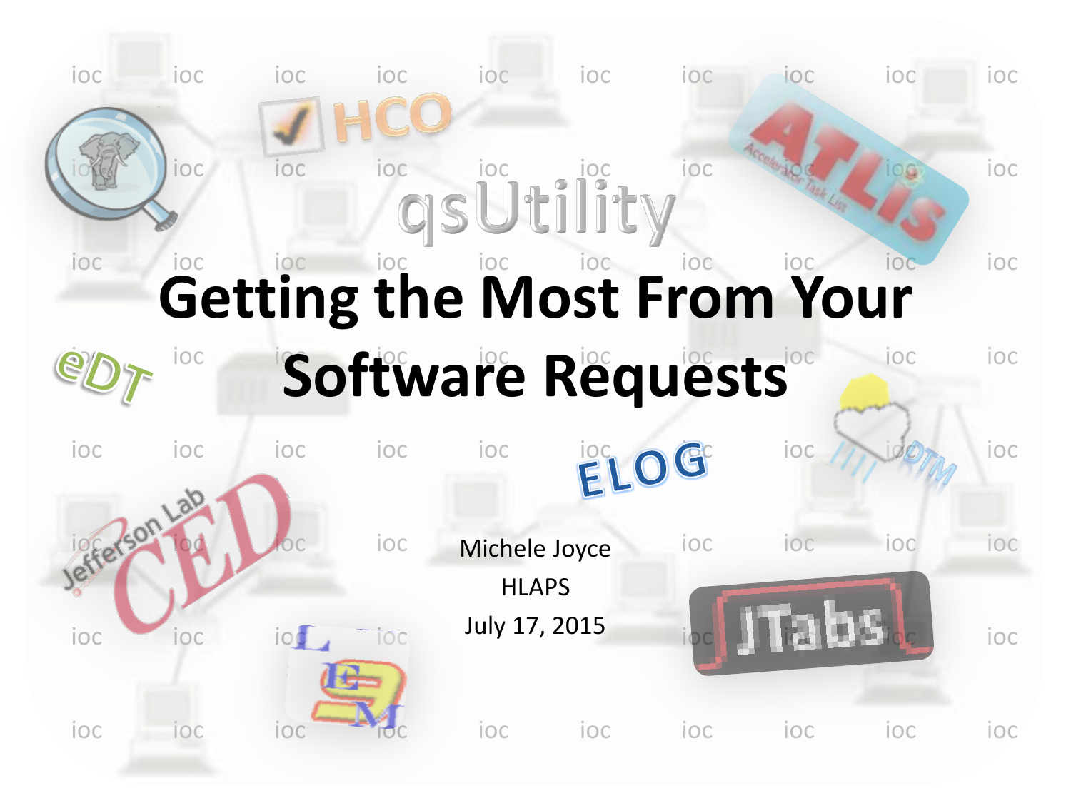# Getting the Most From Your Software Requests

Michele Joyce

HLAPS

July 17, 2015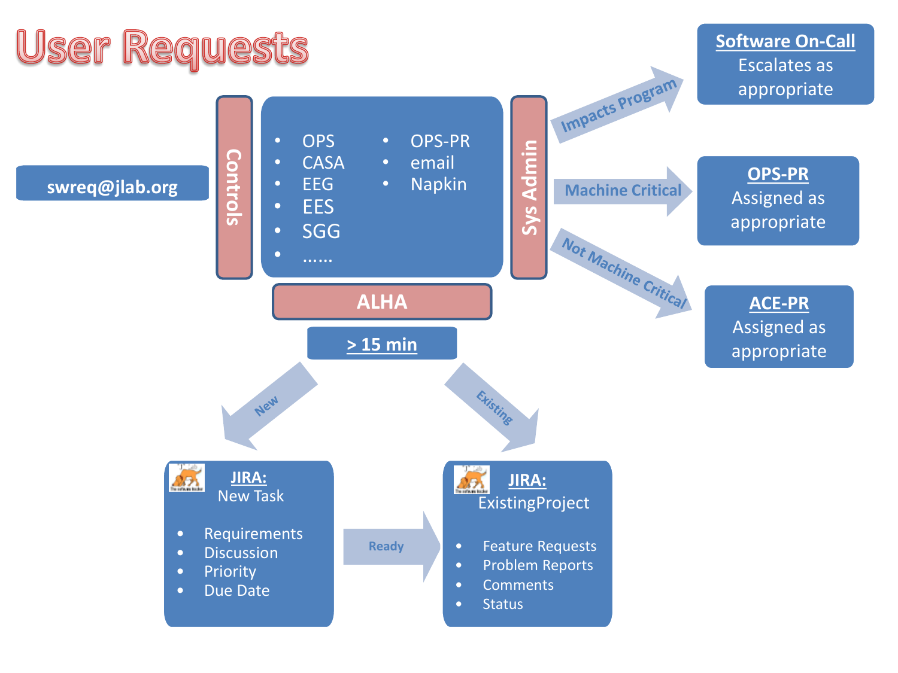# User Requests

**swreq@jlab.org**

Controls

- OPS
- CASA
- EEG
- EES
- SGG
- ……
- OPS-PR
- email
- Napkin

Sys Admin

**ALHA**

**> 15 min**

Impacts Program → **Software On-Call** Escalates as appropriate

Machine Critical → **OPS-PR** Assigned as appropriate

Not Machine Critical → **ACE-PR** Assigned as appropriate

New →

**JIRA:** New Task

- Requirements
- Discussion
- Priority
- Due Date

Ready →

Existing →

**JIRA:** ExistingProject

- Feature Requests
- Problem Reports
- Comments
- Status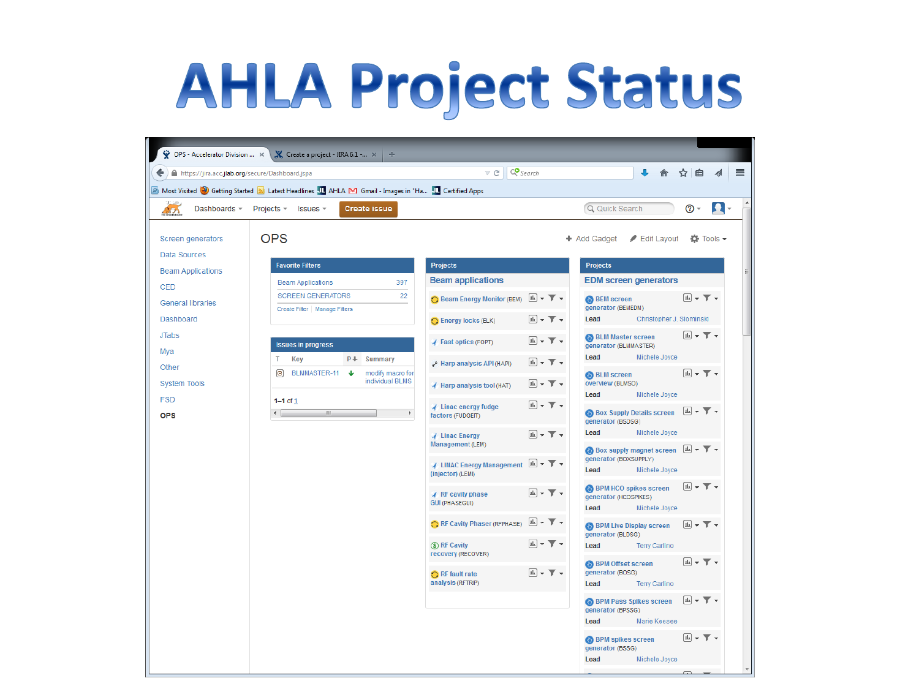# AHLA Project Status

OPS - Accelerator Division ... | Create a project - JIRA 6.1 - ...

https://jira.acc.jlab.org/secure/Dashboard.jspa

Most Visited | Getting Started | Latest Headlines | AHLA | Gmail - Images in "Ha... | Certified Apps

Dashboards | Projects | Issues | Create issue | Quick Search

- Screen generators
- Data Sources
- Beam Applications
- CED
- General libraries
- Dashboard
- JTabs
- Mya
- Other
- System Tools
- FSD
- **OPS**

## OPS

Add Gadget | Edit Layout | Tools

### Favorite Filters

| Filter | Count |
|---|---|
| Beam Applications | 397 |
| SCREEN GENERATORS | 22 |

Create Filter | Manage Filters

### Issues in progress

| T | Key | P | Summary |
|---|---|---|---|
| | BLMMASTER-11 | | modify macro for individual BLMS |

1–1 of 1

### Projects

**Beam applications**

- Beam Energy Monitor (BEM)
- Energy locks (ELK)
- Fast optics (FOPT)
- Harp analysis API (HAPI)
- Harp analysis tool (HAT)
- Linac energy fudge factors (FUDGEIT)
- Linac Energy Management (LEM)
- LINAC Energy Management (injector) (LEMI)
- RF cavity phase GUI (PHASEGUI)
- RF Cavity Phaser (RFPHASE)
- RF Cavity recovery (RECOVER)
- RF fault rate analysis (RFTRIP)

### Projects

**EDM screen generators**

| Project | Lead |
|---|---|
| BEM screen generator (BEMEDM) | Christopher J. Slominski |
| BLM Master screen generator (BLMMASTER) | Michele Joyce |
| BLM screen overview (BLMSO) | Michele Joyce |
| Box Supply Details screen generator (BSDSG) | Michele Joyce |
| Box supply magnet screen generator (BOXSUPPLY) | Michele Joyce |
| BPM HCO spikes screen generator (HCOSPIKES) | Michele Joyce |
| BPM Live Display screen generator (BLDSG) | Terry Carlino |
| BPM Offset screen generator (BOSG) | Terry Carlino |
| BPM Pass Spikes screen generator (BPSSG) | Marie Keesee |
| BPM spikes screen generator (BSSG) | Michele Joyce |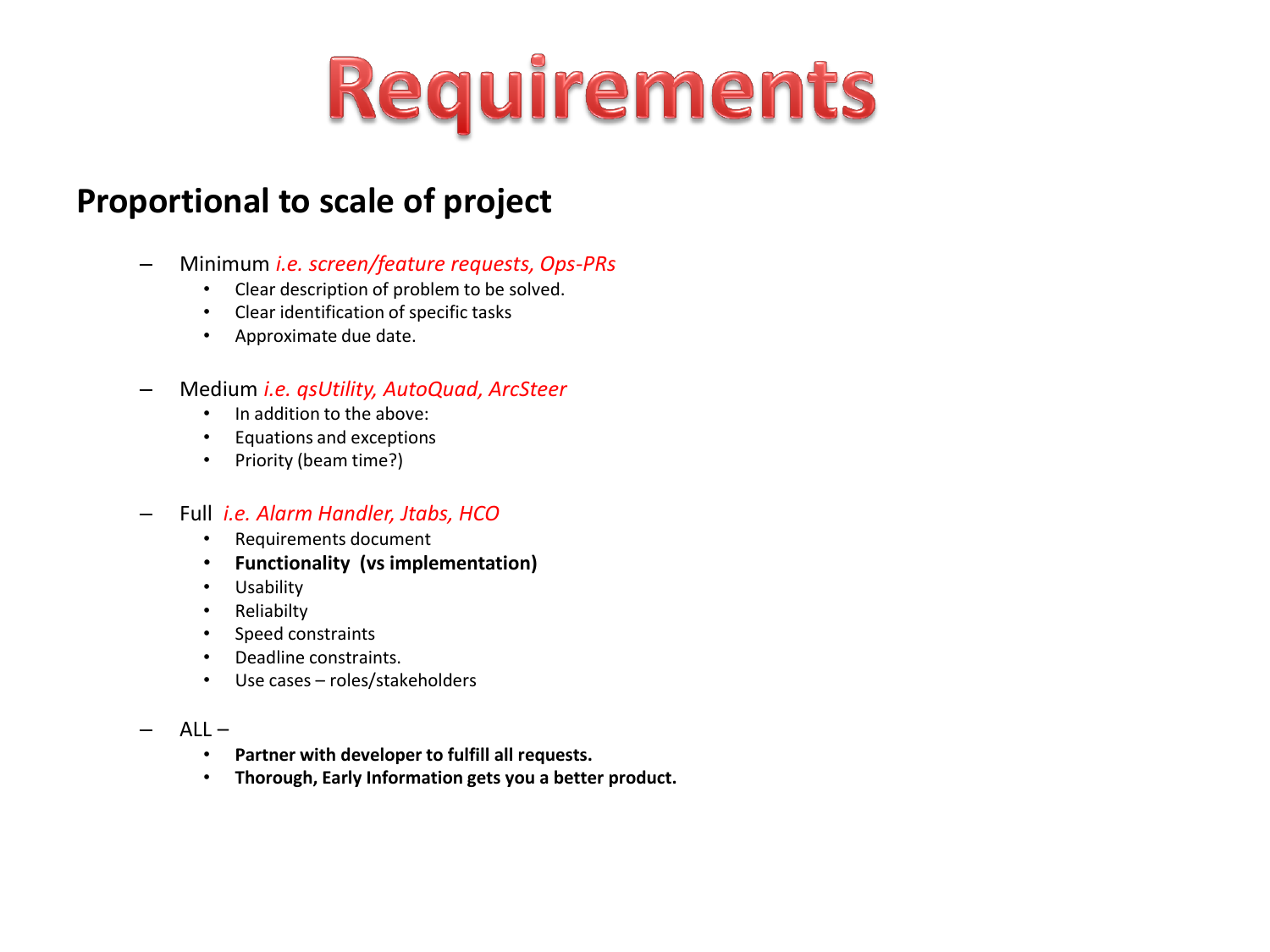# Requirements

## Proportional to scale of project

- Minimum *i.e. screen/feature requests, Ops-PRs*
  - Clear description of problem to be solved.
  - Clear identification of specific tasks
  - Approximate due date.

- Medium *i.e. qsUtility, AutoQuad, ArcSteer*
  - In addition to the above:
  - Equations and exceptions
  - Priority (beam time?)

- Full *i.e. Alarm Handler, Jtabs, HCO*
  - Requirements document
  - **Functionality (vs implementation)**
  - Usability
  - Reliabilty
  - Speed constraints
  - Deadline constraints.
  - Use cases – roles/stakeholders

- ALL –
  - **Partner with developer to fulfill all requests.**
  - **Thorough, Early Information gets you a better product.**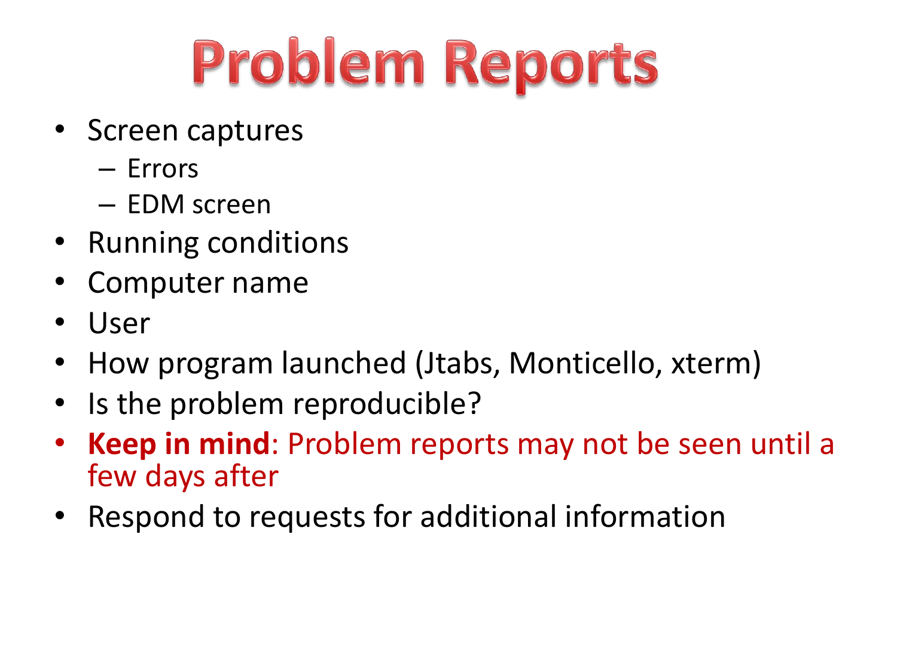# Problem Reports

- Screen captures
  - Errors
  - EDM screen
- Running conditions
- Computer name
- User
- How program launched (Jtabs, Monticello, xterm)
- Is the problem reproducible?
- **Keep in mind**: Problem reports may not be seen until a few days after
- Respond to requests for additional information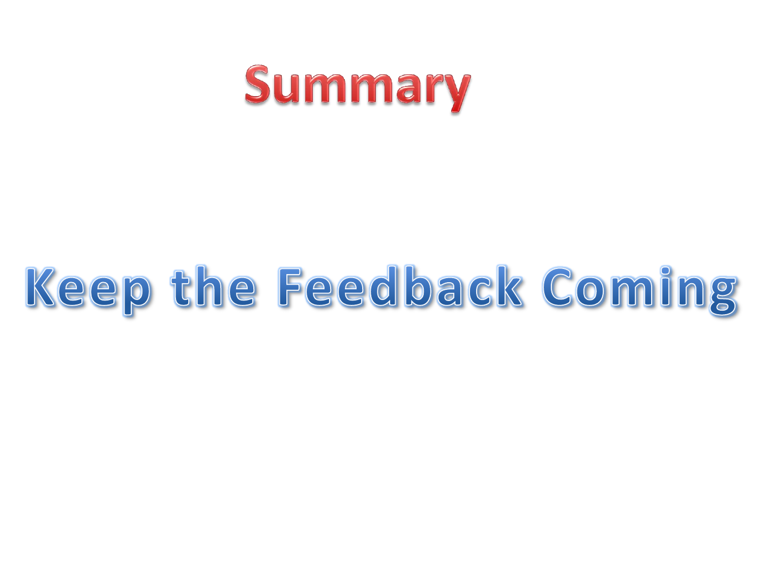# Summary

## Keep the Feedback Coming